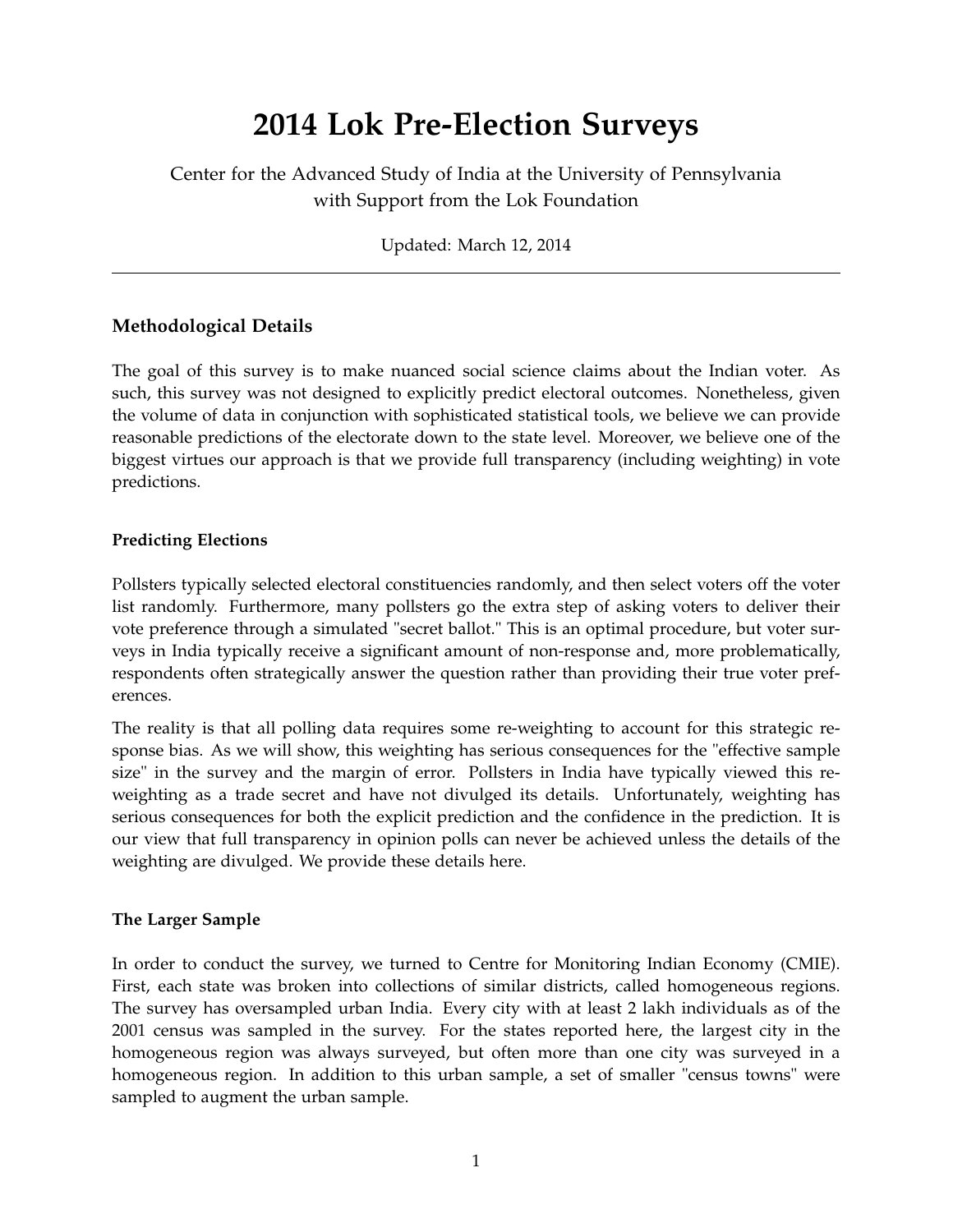# 2014 Lok Pre-Election Surveys

Center for the Advanced Study of India at the University of Pennsylvania
with Support from the Lok Foundation

Updated: March 12, 2014

---

## Methodological Details

The goal of this survey is to make nuanced social science claims about the Indian voter. As such, this survey was not designed to explicitly predict electoral outcomes. Nonetheless, given the volume of data in conjunction with sophisticated statistical tools, we believe we can provide reasonable predictions of the electorate down to the state level. Moreover, we believe one of the biggest virtues our approach is that we provide full transparency (including weighting) in vote predictions.

### Predicting Elections

Pollsters typically selected electoral constituencies randomly, and then select voters off the voter list randomly. Furthermore, many pollsters go the extra step of asking voters to deliver their vote preference through a simulated "secret ballot." This is an optimal procedure, but voter surveys in India typically receive a significant amount of non-response and, more problematically, respondents often strategically answer the question rather than providing their true voter preferences.

The reality is that all polling data requires some re-weighting to account for this strategic response bias. As we will show, this weighting has serious consequences for the "effective sample size" in the survey and the margin of error. Pollsters in India have typically viewed this re-weighting as a trade secret and have not divulged its details. Unfortunately, weighting has serious consequences for both the explicit prediction and the confidence in the prediction. It is our view that full transparency in opinion polls can never be achieved unless the details of the weighting are divulged. We provide these details here.

### The Larger Sample

In order to conduct the survey, we turned to Centre for Monitoring Indian Economy (CMIE). First, each state was broken into collections of similar districts, called homogeneous regions. The survey has oversampled urban India. Every city with at least 2 lakh individuals as of the 2001 census was sampled in the survey. For the states reported here, the largest city in the homogeneous region was always surveyed, but often more than one city was surveyed in a homogeneous region. In addition to this urban sample, a set of smaller "census towns" were sampled to augment the urban sample.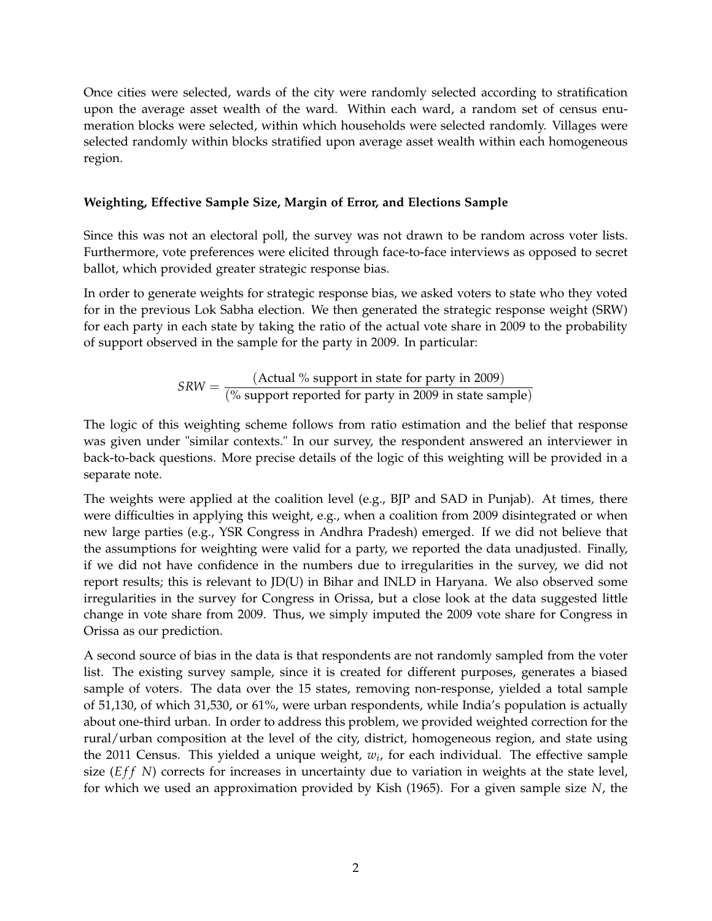Once cities were selected, wards of the city were randomly selected according to stratification upon the average asset wealth of the ward. Within each ward, a random set of census enumeration blocks were selected, within which households were selected randomly. Villages were selected randomly within blocks stratified upon average asset wealth within each homogeneous region.

**Weighting, Effective Sample Size, Margin of Error, and Elections Sample**

Since this was not an electoral poll, the survey was not drawn to be random across voter lists. Furthermore, vote preferences were elicited through face-to-face interviews as opposed to secret ballot, which provided greater strategic response bias.

In order to generate weights for strategic response bias, we asked voters to state who they voted for in the previous Lok Sabha election. We then generated the strategic response weight (SRW) for each party in each state by taking the ratio of the actual vote share in 2009 to the probability of support observed in the sample for the party in 2009. In particular:

$$SRW = \frac{(\text{Actual \% support in state for party in 2009})}{(\text{\% support reported for party in 2009 in state sample})}$$

The logic of this weighting scheme follows from ratio estimation and the belief that response was given under "similar contexts." In our survey, the respondent answered an interviewer in back-to-back questions. More precise details of the logic of this weighting will be provided in a separate note.

The weights were applied at the coalition level (e.g., BJP and SAD in Punjab). At times, there were difficulties in applying this weight, e.g., when a coalition from 2009 disintegrated or when new large parties (e.g., YSR Congress in Andhra Pradesh) emerged. If we did not believe that the assumptions for weighting were valid for a party, we reported the data unadjusted. Finally, if we did not have confidence in the numbers due to irregularities in the survey, we did not report results; this is relevant to JD(U) in Bihar and INLD in Haryana. We also observed some irregularities in the survey for Congress in Orissa, but a close look at the data suggested little change in vote share from 2009. Thus, we simply imputed the 2009 vote share for Congress in Orissa as our prediction.

A second source of bias in the data is that respondents are not randomly sampled from the voter list. The existing survey sample, since it is created for different purposes, generates a biased sample of voters. The data over the 15 states, removing non-response, yielded a total sample of 51,130, of which 31,530, or 61%, were urban respondents, while India's population is actually about one-third urban. In order to address this problem, we provided weighted correction for the rural/urban composition at the level of the city, district, homogeneous region, and state using the 2011 Census. This yielded a unique weight, $w_i$, for each individual. The effective sample size ($Eff\ N$) corrects for increases in uncertainty due to variation in weights at the state level, for which we used an approximation provided by Kish (1965). For a given sample size $N$, the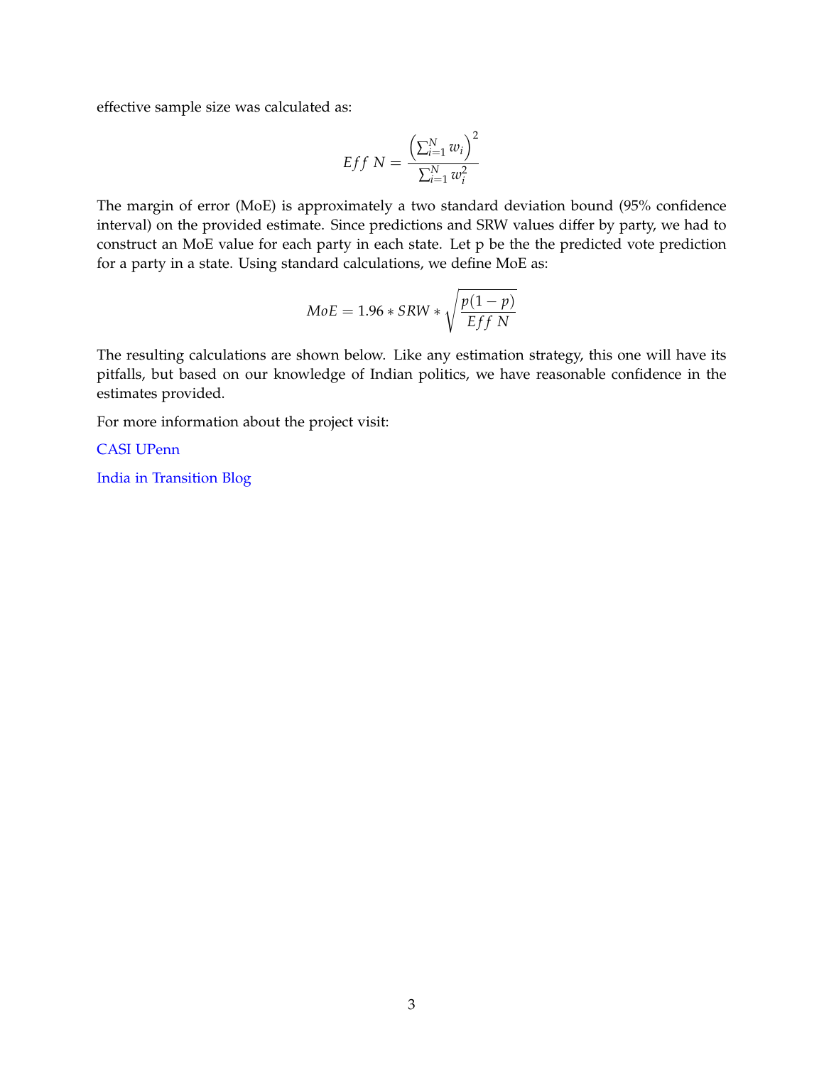effective sample size was calculated as:

$$Eff\ N = \frac{\left(\sum_{i=1}^{N} w_i\right)^2}{\sum_{i=1}^{N} w_i^2}$$

The margin of error (MoE) is approximately a two standard deviation bound (95% confidence interval) on the provided estimate. Since predictions and SRW values differ by party, we had to construct an MoE value for each party in each state. Let p be the the predicted vote prediction for a party in a state. Using standard calculations, we define MoE as:

$$MoE = 1.96 * SRW * \sqrt{\frac{p(1-p)}{Eff\ N}}$$

The resulting calculations are shown below. Like any estimation strategy, this one will have its pitfalls, but based on our knowledge of Indian politics, we have reasonable confidence in the estimates provided.

For more information about the project visit:

CASI UPenn

India in Transition Blog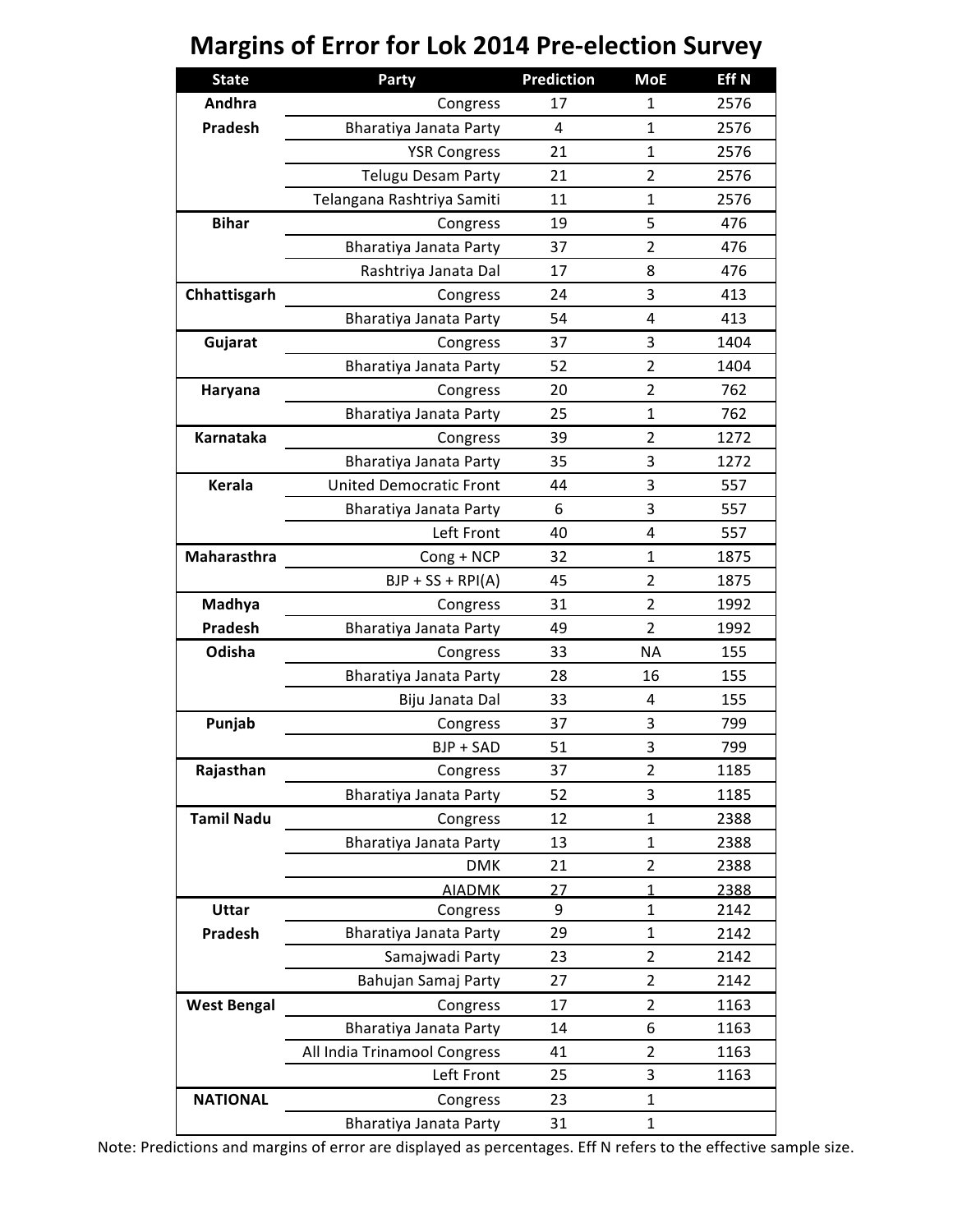# Margins of Error for Lok 2014 Pre-election Survey

| State | Party | Prediction | MoE | Eff N |
|---|---|---|---|---|
| Andhra Pradesh | Congress | 17 | 1 | 2576 |
| | Bharatiya Janata Party | 4 | 1 | 2576 |
| | YSR Congress | 21 | 1 | 2576 |
| | Telugu Desam Party | 21 | 2 | 2576 |
| | Telangana Rashtriya Samiti | 11 | 1 | 2576 |
| Bihar | Congress | 19 | 5 | 476 |
| | Bharatiya Janata Party | 37 | 2 | 476 |
| | Rashtriya Janata Dal | 17 | 8 | 476 |
| Chhattisgarh | Congress | 24 | 3 | 413 |
| | Bharatiya Janata Party | 54 | 4 | 413 |
| Gujarat | Congress | 37 | 3 | 1404 |
| | Bharatiya Janata Party | 52 | 2 | 1404 |
| Haryana | Congress | 20 | 2 | 762 |
| | Bharatiya Janata Party | 25 | 1 | 762 |
| Karnataka | Congress | 39 | 2 | 1272 |
| | Bharatiya Janata Party | 35 | 3 | 1272 |
| Kerala | United Democratic Front | 44 | 3 | 557 |
| | Bharatiya Janata Party | 6 | 3 | 557 |
| | Left Front | 40 | 4 | 557 |
| Maharasthra | Cong + NCP | 32 | 1 | 1875 |
| | BJP + SS + RPI(A) | 45 | 2 | 1875 |
| Madhya Pradesh | Congress | 31 | 2 | 1992 |
| | Bharatiya Janata Party | 49 | 2 | 1992 |
| Odisha | Congress | 33 | NA | 155 |
| | Bharatiya Janata Party | 28 | 16 | 155 |
| | Biju Janata Dal | 33 | 4 | 155 |
| Punjab | Congress | 37 | 3 | 799 |
| | BJP + SAD | 51 | 3 | 799 |
| Rajasthan | Congress | 37 | 2 | 1185 |
| | Bharatiya Janata Party | 52 | 3 | 1185 |
| Tamil Nadu | Congress | 12 | 1 | 2388 |
| | Bharatiya Janata Party | 13 | 1 | 2388 |
| | DMK | 21 | 2 | 2388 |
| | AIADMK | 27 | 1 | 2388 |
| Uttar Pradesh | Congress | 9 | 1 | 2142 |
| | Bharatiya Janata Party | 29 | 1 | 2142 |
| | Samajwadi Party | 23 | 2 | 2142 |
| | Bahujan Samaj Party | 27 | 2 | 2142 |
| West Bengal | Congress | 17 | 2 | 1163 |
| | Bharatiya Janata Party | 14 | 6 | 1163 |
| | All India Trinamool Congress | 41 | 2 | 1163 |
| | Left Front | 25 | 3 | 1163 |
| NATIONAL | Congress | 23 | 1 | |
| | Bharatiya Janata Party | 31 | 1 | |

Note: Predictions and margins of error are displayed as percentages. Eff N refers to the effective sample size.